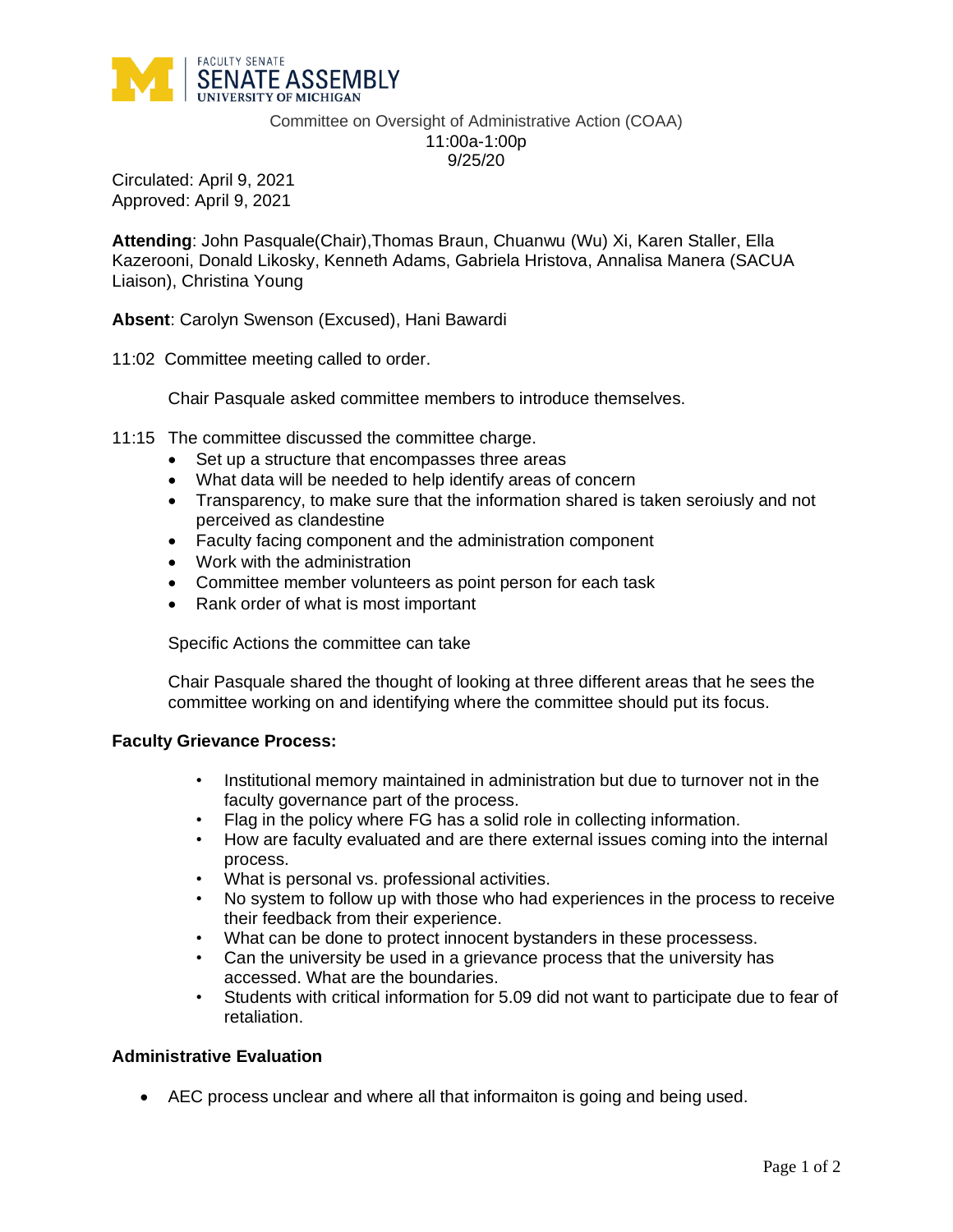FACULTY SENATE
SENATE ASSEMBLY
UNIVERSITY OF MICHIGAN

Committee on Oversight of Administrative Action (COAA)
11:00a-1:00p
9/25/20

Circulated: April 9, 2021
Approved: April 9, 2021

**Attending**: John Pasquale(Chair),Thomas Braun, Chuanwu (Wu) Xi, Karen Staller, Ella Kazerooni, Donald Likosky, Kenneth Adams, Gabriela Hristova, Annalisa Manera (SACUA Liaison), Christina Young

**Absent**: Carolyn Swenson (Excused), Hani Bawardi

11:02 Committee meeting called to order.

Chair Pasquale asked committee members to introduce themselves.

11:15 The committee discussed the committee charge.

- Set up a structure that encompasses three areas
- What data will be needed to help identify areas of concern
- Transparency, to make sure that the information shared is taken seroiusly and not perceived as clandestine
- Faculty facing component and the administration component
- Work with the administration
- Committee member volunteers as point person for each task
- Rank order of what is most important

Specific Actions the committee can take

Chair Pasquale shared the thought of looking at three different areas that he sees the committee working on and identifying where the committee should put its focus.

**Faculty Grievance Process:**

- Institutional memory maintained in administration but due to turnover not in the faculty governance part of the process.
- Flag in the policy where FG has a solid role in collecting information.
- How are faculty evaluated and are there external issues coming into the internal process.
- What is personal vs. professional activities.
- No system to follow up with those who had experiences in the process to receive their feedback from their experience.
- What can be done to protect innocent bystanders in these processess.
- Can the university be used in a grievance process that the university has accessed. What are the boundaries.
- Students with critical information for 5.09 did not want to participate due to fear of retaliation.

**Administrative Evaluation**

- AEC process unclear and where all that informaiton is going and being used.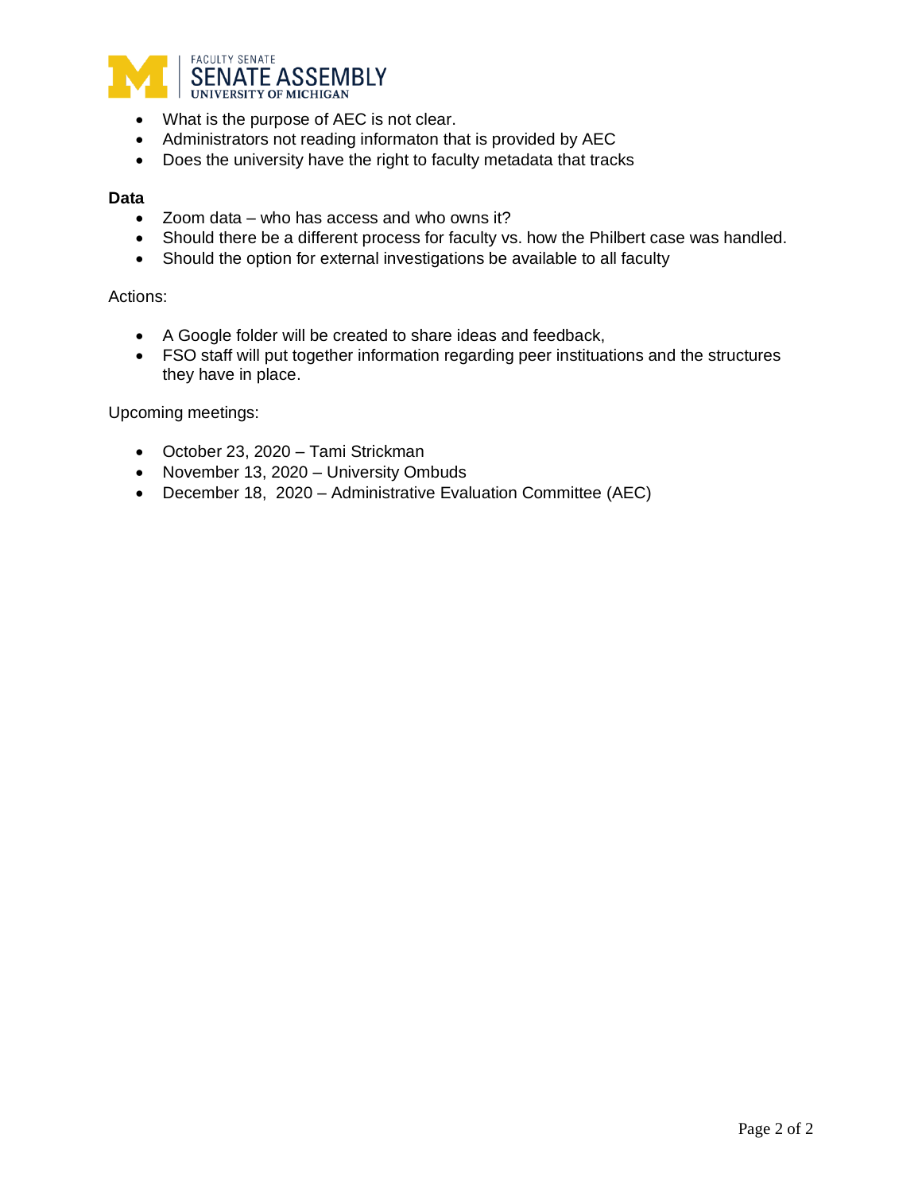- What is the purpose of AEC is not clear.
- Administrators not reading informaton that is provided by AEC
- Does the university have the right to faculty metadata that tracks

**Data**

- Zoom data – who has access and who owns it?
- Should there be a different process for faculty vs. how the Philbert case was handled.
- Should the option for external investigations be available to all faculty

Actions:

- A Google folder will be created to share ideas and feedback,
- FSO staff will put together information regarding peer instituations and the structures they have in place.

Upcoming meetings:

- October 23, 2020 – Tami Strickman
- November 13, 2020 – University Ombuds
- December 18, 2020 – Administrative Evaluation Committee (AEC)